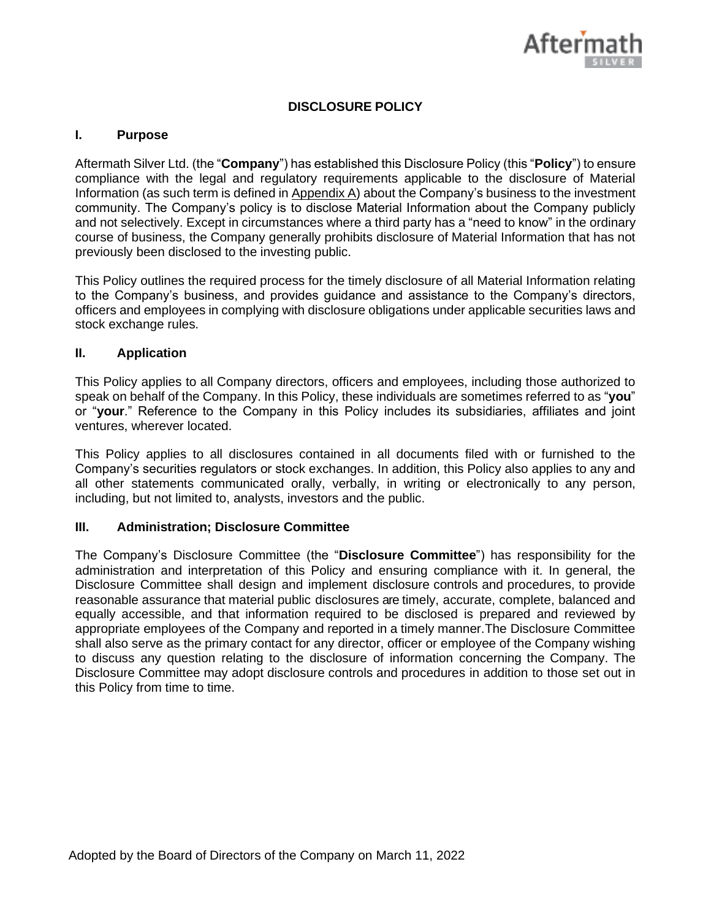# DISCLOSURE POLICY

## I. Purpose

Aftermath Silver Ltd. (the "**Company**") has established this Disclosure Policy (this "**Policy**") to ensure compliance with the legal and regulatory requirements applicable to the disclosure of Material Information (as such term is defined in Appendix A) about the Company's business to the investment community. The Company's policy is to disclose Material Information about the Company publicly and not selectively. Except in circumstances where a third party has a "need to know" in the ordinary course of business, the Company generally prohibits disclosure of Material Information that has not previously been disclosed to the investing public.

This Policy outlines the required process for the timely disclosure of all Material Information relating to the Company's business, and provides guidance and assistance to the Company's directors, officers and employees in complying with disclosure obligations under applicable securities laws and stock exchange rules.

## II. Application

This Policy applies to all Company directors, officers and employees, including those authorized to speak on behalf of the Company. In this Policy, these individuals are sometimes referred to as "**you**" or "**your**." Reference to the Company in this Policy includes its subsidiaries, affiliates and joint ventures, wherever located.

This Policy applies to all disclosures contained in all documents filed with or furnished to the Company's securities regulators or stock exchanges. In addition, this Policy also applies to any and all other statements communicated orally, verbally, in writing or electronically to any person, including, but not limited to, analysts, investors and the public.

## III. Administration; Disclosure Committee

The Company's Disclosure Committee (the "**Disclosure Committee**") has responsibility for the administration and interpretation of this Policy and ensuring compliance with it. In general, the Disclosure Committee shall design and implement disclosure controls and procedures, to provide reasonable assurance that material public disclosures are timely, accurate, complete, balanced and equally accessible, and that information required to be disclosed is prepared and reviewed by appropriate employees of the Company and reported in a timely manner.The Disclosure Committee shall also serve as the primary contact for any director, officer or employee of the Company wishing to discuss any question relating to the disclosure of information concerning the Company. The Disclosure Committee may adopt disclosure controls and procedures in addition to those set out in this Policy from time to time.

Adopted by the Board of Directors of the Company on March 11, 2022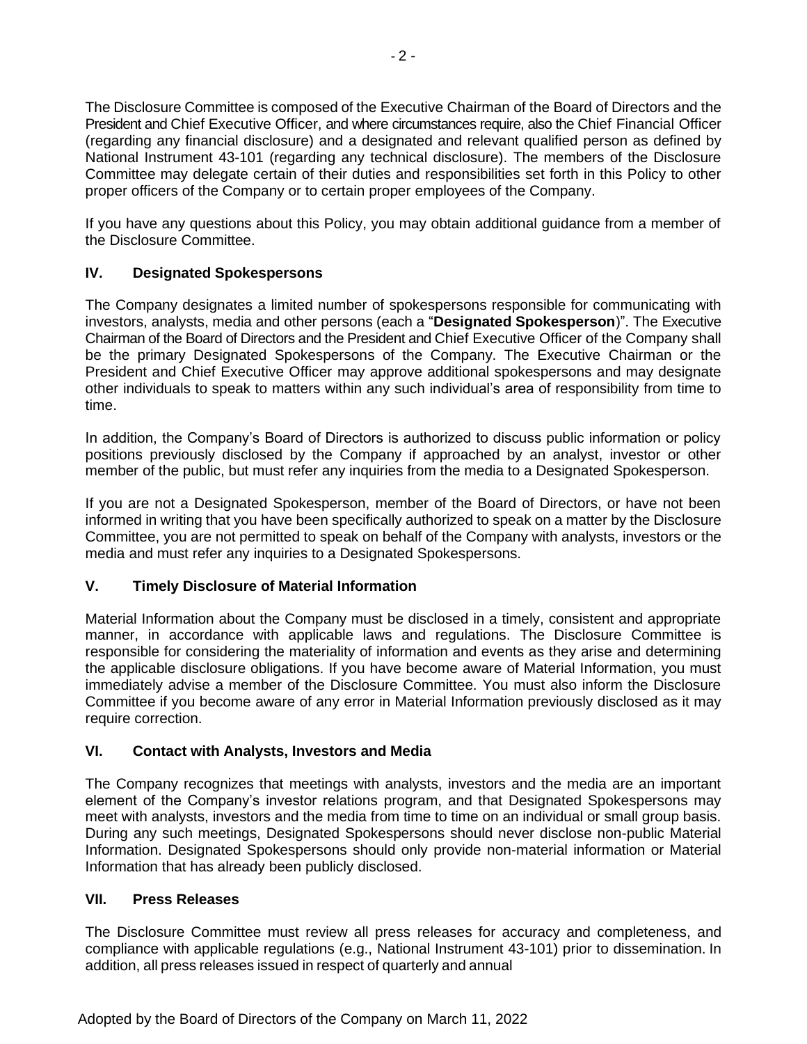The Disclosure Committee is composed of the Executive Chairman of the Board of Directors and the President and Chief Executive Officer, and where circumstances require, also the Chief Financial Officer (regarding any financial disclosure) and a designated and relevant qualified person as defined by National Instrument 43-101 (regarding any technical disclosure). The members of the Disclosure Committee may delegate certain of their duties and responsibilities set forth in this Policy to other proper officers of the Company or to certain proper employees of the Company.

If you have any questions about this Policy, you may obtain additional guidance from a member of the Disclosure Committee.

## IV. Designated Spokespersons

The Company designates a limited number of spokespersons responsible for communicating with investors, analysts, media and other persons (each a "**Designated Spokesperson**)". The Executive Chairman of the Board of Directors and the President and Chief Executive Officer of the Company shall be the primary Designated Spokespersons of the Company. The Executive Chairman or the President and Chief Executive Officer may approve additional spokespersons and may designate other individuals to speak to matters within any such individual's area of responsibility from time to time.

In addition, the Company's Board of Directors is authorized to discuss public information or policy positions previously disclosed by the Company if approached by an analyst, investor or other member of the public, but must refer any inquiries from the media to a Designated Spokesperson.

If you are not a Designated Spokesperson, member of the Board of Directors, or have not been informed in writing that you have been specifically authorized to speak on a matter by the Disclosure Committee, you are not permitted to speak on behalf of the Company with analysts, investors or the media and must refer any inquiries to a Designated Spokespersons.

## V. Timely Disclosure of Material Information

Material Information about the Company must be disclosed in a timely, consistent and appropriate manner, in accordance with applicable laws and regulations. The Disclosure Committee is responsible for considering the materiality of information and events as they arise and determining the applicable disclosure obligations. If you have become aware of Material Information, you must immediately advise a member of the Disclosure Committee. You must also inform the Disclosure Committee if you become aware of any error in Material Information previously disclosed as it may require correction.

## VI. Contact with Analysts, Investors and Media

The Company recognizes that meetings with analysts, investors and the media are an important element of the Company's investor relations program, and that Designated Spokespersons may meet with analysts, investors and the media from time to time on an individual or small group basis. During any such meetings, Designated Spokespersons should never disclose non-public Material Information. Designated Spokespersons should only provide non-material information or Material Information that has already been publicly disclosed.

## VII. Press Releases

The Disclosure Committee must review all press releases for accuracy and completeness, and compliance with applicable regulations (e.g., National Instrument 43-101) prior to dissemination. In addition, all press releases issued in respect of quarterly and annual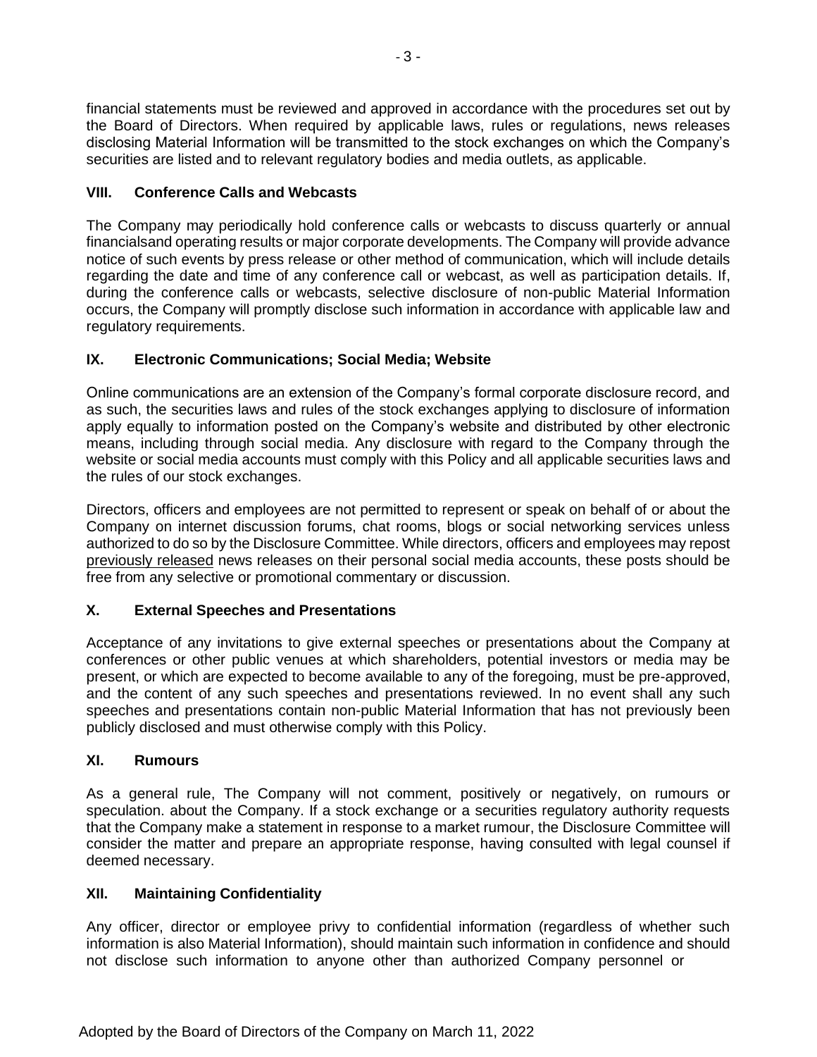financial statements must be reviewed and approved in accordance with the procedures set out by the Board of Directors. When required by applicable laws, rules or regulations, news releases disclosing Material Information will be transmitted to the stock exchanges on which the Company's securities are listed and to relevant regulatory bodies and media outlets, as applicable.

## VIII. Conference Calls and Webcasts

The Company may periodically hold conference calls or webcasts to discuss quarterly or annual financialsand operating results or major corporate developments. The Company will provide advance notice of such events by press release or other method of communication, which will include details regarding the date and time of any conference call or webcast, as well as participation details. If, during the conference calls or webcasts, selective disclosure of non-public Material Information occurs, the Company will promptly disclose such information in accordance with applicable law and regulatory requirements.

## IX. Electronic Communications; Social Media; Website

Online communications are an extension of the Company's formal corporate disclosure record, and as such, the securities laws and rules of the stock exchanges applying to disclosure of information apply equally to information posted on the Company's website and distributed by other electronic means, including through social media. Any disclosure with regard to the Company through the website or social media accounts must comply with this Policy and all applicable securities laws and the rules of our stock exchanges.

Directors, officers and employees are not permitted to represent or speak on behalf of or about the Company on internet discussion forums, chat rooms, blogs or social networking services unless authorized to do so by the Disclosure Committee. While directors, officers and employees may repost previously released news releases on their personal social media accounts, these posts should be free from any selective or promotional commentary or discussion.

## X. External Speeches and Presentations

Acceptance of any invitations to give external speeches or presentations about the Company at conferences or other public venues at which shareholders, potential investors or media may be present, or which are expected to become available to any of the foregoing, must be pre-approved, and the content of any such speeches and presentations reviewed. In no event shall any such speeches and presentations contain non-public Material Information that has not previously been publicly disclosed and must otherwise comply with this Policy.

## XI. Rumours

As a general rule, The Company will not comment, positively or negatively, on rumours or speculation. about the Company. If a stock exchange or a securities regulatory authority requests that the Company make a statement in response to a market rumour, the Disclosure Committee will consider the matter and prepare an appropriate response, having consulted with legal counsel if deemed necessary.

## XII. Maintaining Confidentiality

Any officer, director or employee privy to confidential information (regardless of whether such information is also Material Information), should maintain such information in confidence and should not disclose such information to anyone other than authorized Company personnel or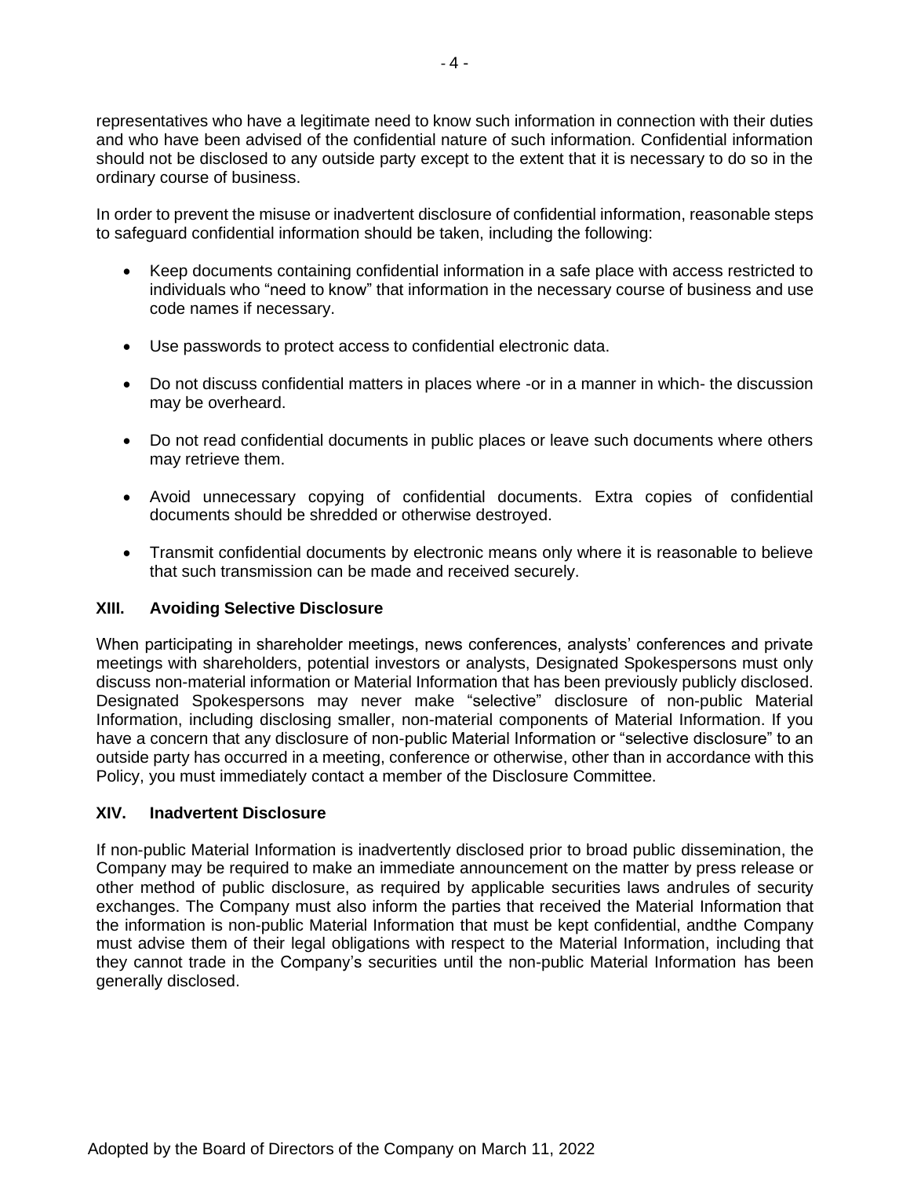representatives who have a legitimate need to know such information in connection with their duties and who have been advised of the confidential nature of such information. Confidential information should not be disclosed to any outside party except to the extent that it is necessary to do so in the ordinary course of business.

In order to prevent the misuse or inadvertent disclosure of confidential information, reasonable steps to safeguard confidential information should be taken, including the following:

- Keep documents containing confidential information in a safe place with access restricted to individuals who "need to know" that information in the necessary course of business and use code names if necessary.
- Use passwords to protect access to confidential electronic data.
- Do not discuss confidential matters in places where -or in a manner in which- the discussion may be overheard.
- Do not read confidential documents in public places or leave such documents where others may retrieve them.
- Avoid unnecessary copying of confidential documents. Extra copies of confidential documents should be shredded or otherwise destroyed.
- Transmit confidential documents by electronic means only where it is reasonable to believe that such transmission can be made and received securely.

## XIII. Avoiding Selective Disclosure

When participating in shareholder meetings, news conferences, analysts' conferences and private meetings with shareholders, potential investors or analysts, Designated Spokespersons must only discuss non-material information or Material Information that has been previously publicly disclosed. Designated Spokespersons may never make "selective" disclosure of non-public Material Information, including disclosing smaller, non-material components of Material Information. If you have a concern that any disclosure of non-public Material Information or "selective disclosure" to an outside party has occurred in a meeting, conference or otherwise, other than in accordance with this Policy, you must immediately contact a member of the Disclosure Committee.

## XIV. Inadvertent Disclosure

If non-public Material Information is inadvertently disclosed prior to broad public dissemination, the Company may be required to make an immediate announcement on the matter by press release or other method of public disclosure, as required by applicable securities laws andrules of security exchanges. The Company must also inform the parties that received the Material Information that the information is non-public Material Information that must be kept confidential, andthe Company must advise them of their legal obligations with respect to the Material Information, including that they cannot trade in the Company's securities until the non-public Material Information has been generally disclosed.

Adopted by the Board of Directors of the Company on March 11, 2022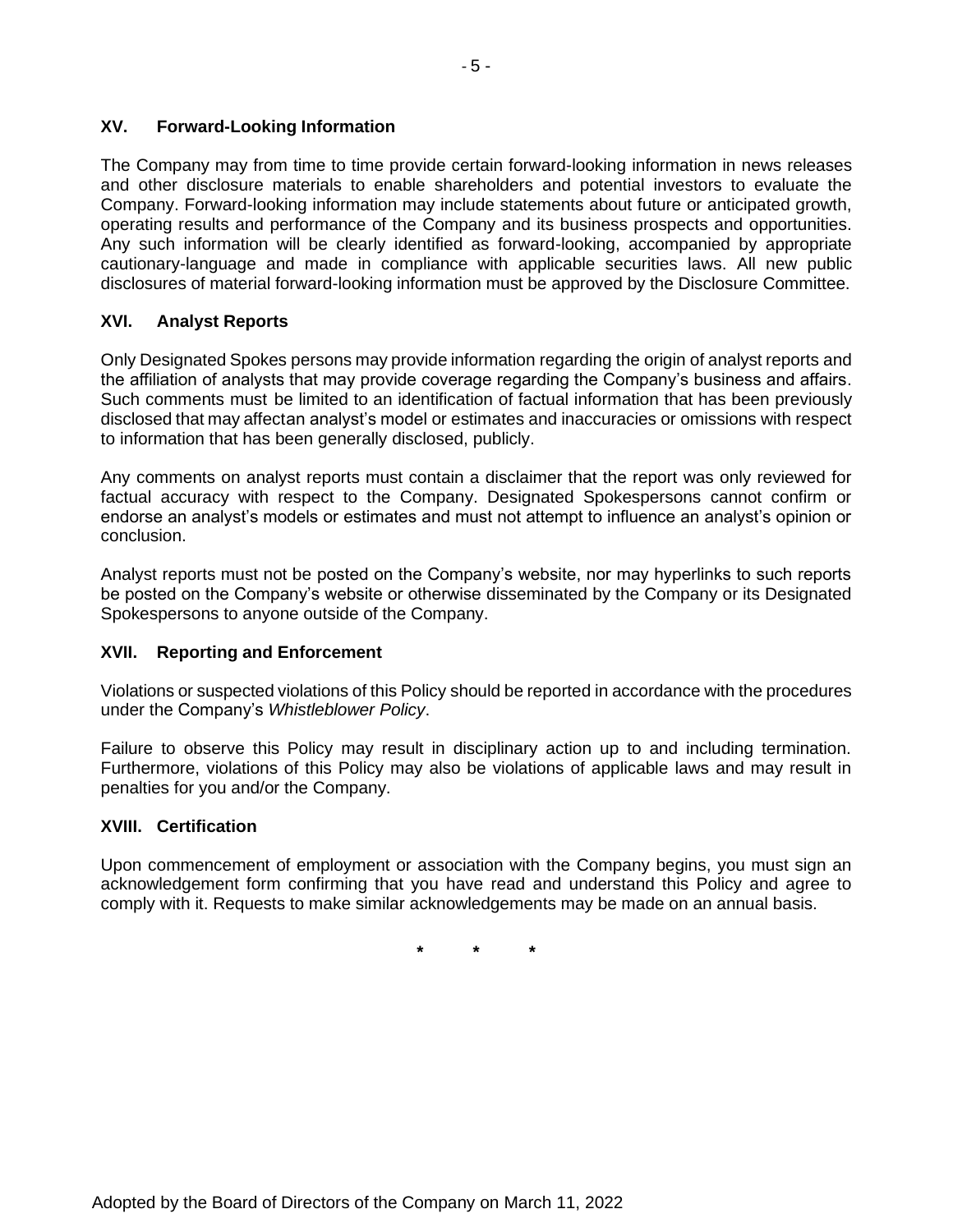## XV. Forward-Looking Information

The Company may from time to time provide certain forward-looking information in news releases and other disclosure materials to enable shareholders and potential investors to evaluate the Company. Forward-looking information may include statements about future or anticipated growth, operating results and performance of the Company and its business prospects and opportunities. Any such information will be clearly identified as forward-looking, accompanied by appropriate cautionary-language and made in compliance with applicable securities laws. All new public disclosures of material forward-looking information must be approved by the Disclosure Committee.

## XVI. Analyst Reports

Only Designated Spokes persons may provide information regarding the origin of analyst reports and the affiliation of analysts that may provide coverage regarding the Company's business and affairs. Such comments must be limited to an identification of factual information that has been previously disclosed that may affectan analyst's model or estimates and inaccuracies or omissions with respect to information that has been generally disclosed, publicly.

Any comments on analyst reports must contain a disclaimer that the report was only reviewed for factual accuracy with respect to the Company. Designated Spokespersons cannot confirm or endorse an analyst's models or estimates and must not attempt to influence an analyst's opinion or conclusion.

Analyst reports must not be posted on the Company's website, nor may hyperlinks to such reports be posted on the Company's website or otherwise disseminated by the Company or its Designated Spokespersons to anyone outside of the Company.

## XVII. Reporting and Enforcement

Violations or suspected violations of this Policy should be reported in accordance with the procedures under the Company's *Whistleblower Policy*.

Failure to observe this Policy may result in disciplinary action up to and including termination. Furthermore, violations of this Policy may also be violations of applicable laws and may result in penalties for you and/or the Company.

## XVIII. Certification

Upon commencement of employment or association with the Company begins, you must sign an acknowledgement form confirming that you have read and understand this Policy and agree to comply with it. Requests to make similar acknowledgements may be made on an annual basis.

\* \* \*

Adopted by the Board of Directors of the Company on March 11, 2022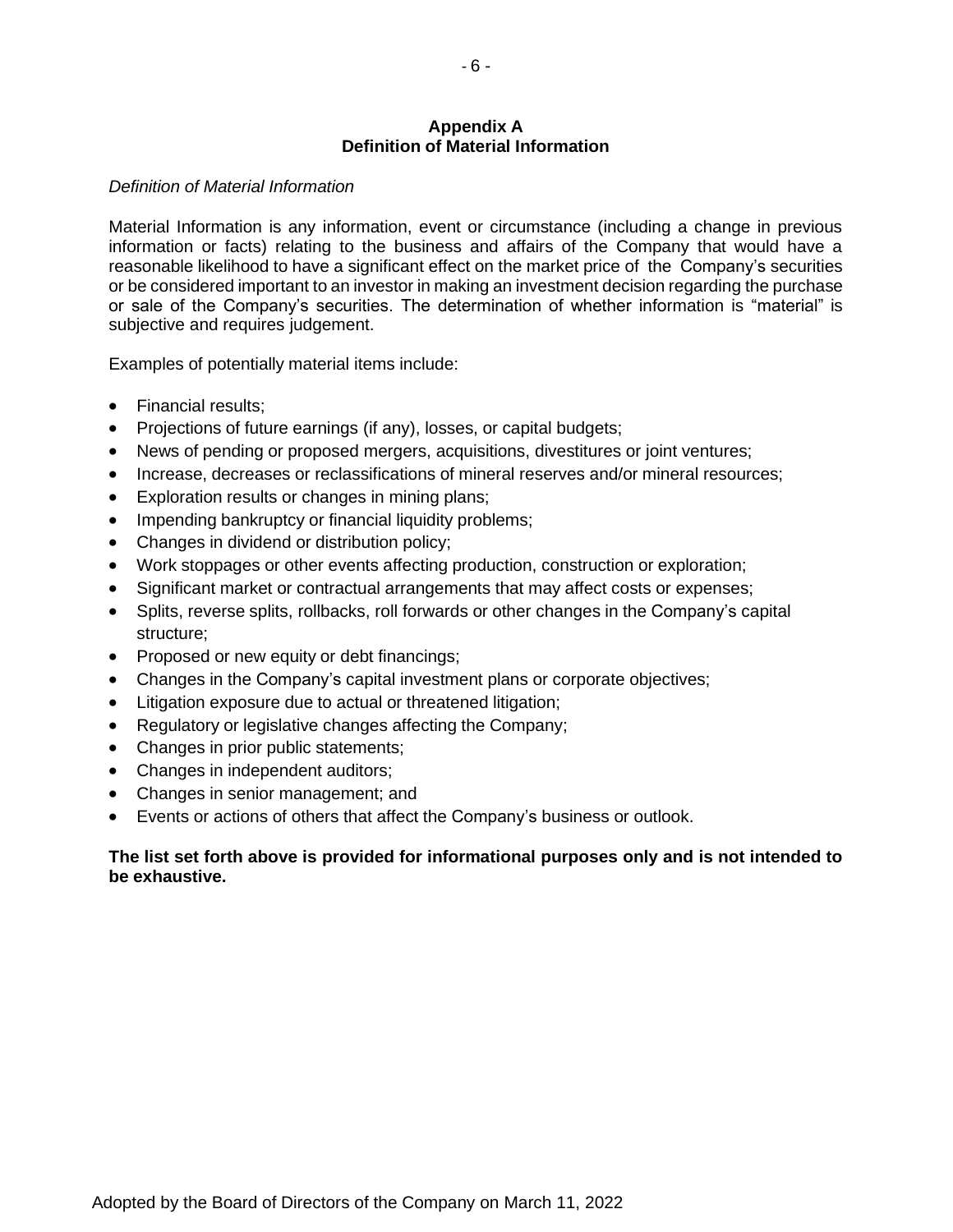## Appendix A
## Definition of Material Information

*Definition of Material Information*

Material Information is any information, event or circumstance (including a change in previous information or facts) relating to the business and affairs of the Company that would have a reasonable likelihood to have a significant effect on the market price of the Company's securities or be considered important to an investor in making an investment decision regarding the purchase or sale of the Company's securities. The determination of whether information is "material" is subjective and requires judgement.

Examples of potentially material items include:

- Financial results;
- Projections of future earnings (if any), losses, or capital budgets;
- News of pending or proposed mergers, acquisitions, divestitures or joint ventures;
- Increase, decreases or reclassifications of mineral reserves and/or mineral resources;
- Exploration results or changes in mining plans;
- Impending bankruptcy or financial liquidity problems;
- Changes in dividend or distribution policy;
- Work stoppages or other events affecting production, construction or exploration;
- Significant market or contractual arrangements that may affect costs or expenses;
- Splits, reverse splits, rollbacks, roll forwards or other changes in the Company's capital structure;
- Proposed or new equity or debt financings;
- Changes in the Company's capital investment plans or corporate objectives;
- Litigation exposure due to actual or threatened litigation;
- Regulatory or legislative changes affecting the Company;
- Changes in prior public statements;
- Changes in independent auditors;
- Changes in senior management; and
- Events or actions of others that affect the Company's business or outlook.

**The list set forth above is provided for informational purposes only and is not intended to be exhaustive.**

Adopted by the Board of Directors of the Company on March 11, 2022